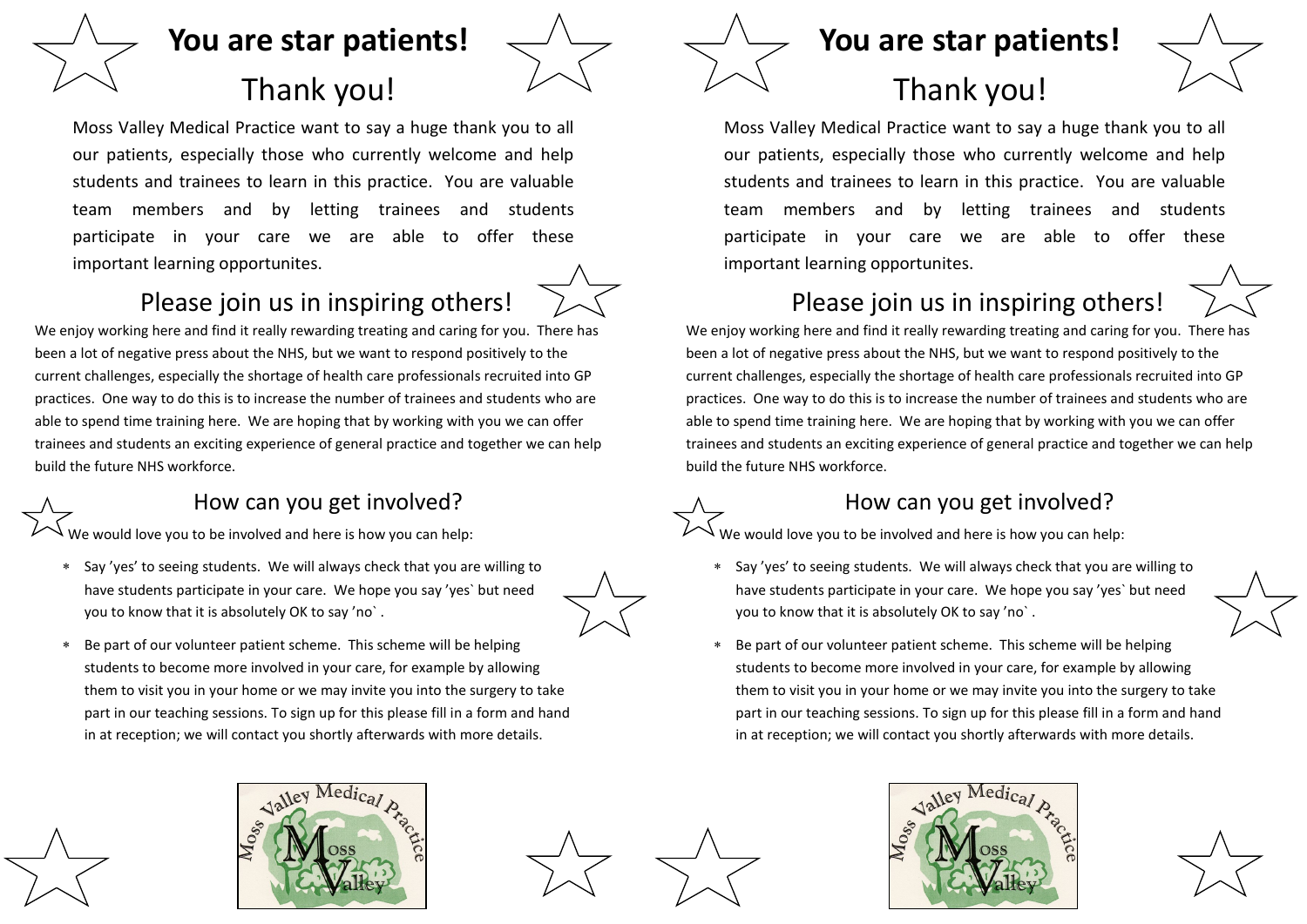# You are star patients!

## Thank you!

Moss Valley Medical Practice want to say a huge thank you to all our patients, especially those who currently welcome and help students and trainees to learn in this practice. You are valuable team members and by letting trainees and students participate in your care we are able to offer these important learning opportunites.

## Please join us in inspiring others!

We enjoy working here and find it really rewarding treating and caring for you. There has been a lot of negative press about the NHS, but we want to respond positively to the current challenges, especially the shortage of health care professionals recruited into GP practices. One way to do this is to increase the number of trainees and students who are able to spend time training here. We are hoping that by working with you we can offer trainees and students an exciting experience of general practice and together we can help build the future NHS workforce.

## How can you get involved?

We would love you to be involved and here is how you can help:

- Say ’yes’ to seeing students. We will always check that you are willing to have students participate in your care. We hope you say ’yes` but need you to know that it is absolutely OK to say ’no` .
- Be part of our volunteer patient scheme. This scheme will be helping students to become more involved in your care, for example by allowing them to visit you in your home or we may invite you into the surgery to take part in our teaching sessions. To sign up for this please fill in a form and hand in at reception; we will contact you shortly afterwards with more details.

# You are star patients!

## Thank you!

Moss Valley Medical Practice want to say a huge thank you to all our patients, especially those who currently welcome and help students and trainees to learn in this practice. You are valuable team members and by letting trainees and students participate in your care we are able to offer these important learning opportunites.

## Please join us in inspiring others!

We enjoy working here and find it really rewarding treating and caring for you. There has been a lot of negative press about the NHS, but we want to respond positively to the current challenges, especially the shortage of health care professionals recruited into GP practices. One way to do this is to increase the number of trainees and students who are able to spend time training here. We are hoping that by working with you we can offer trainees and students an exciting experience of general practice and together we can help build the future NHS workforce.

## How can you get involved?

We would love you to be involved and here is how you can help:

- Say ’yes’ to seeing students. We will always check that you are willing to have students participate in your care. We hope you say ’yes` but need you to know that it is absolutely OK to say ’no` .
- Be part of our volunteer patient scheme. This scheme will be helping students to become more involved in your care, for example by allowing them to visit you in your home or we may invite you into the surgery to take part in our teaching sessions. To sign up for this please fill in a form and hand in at reception; we will contact you shortly afterwards with more details.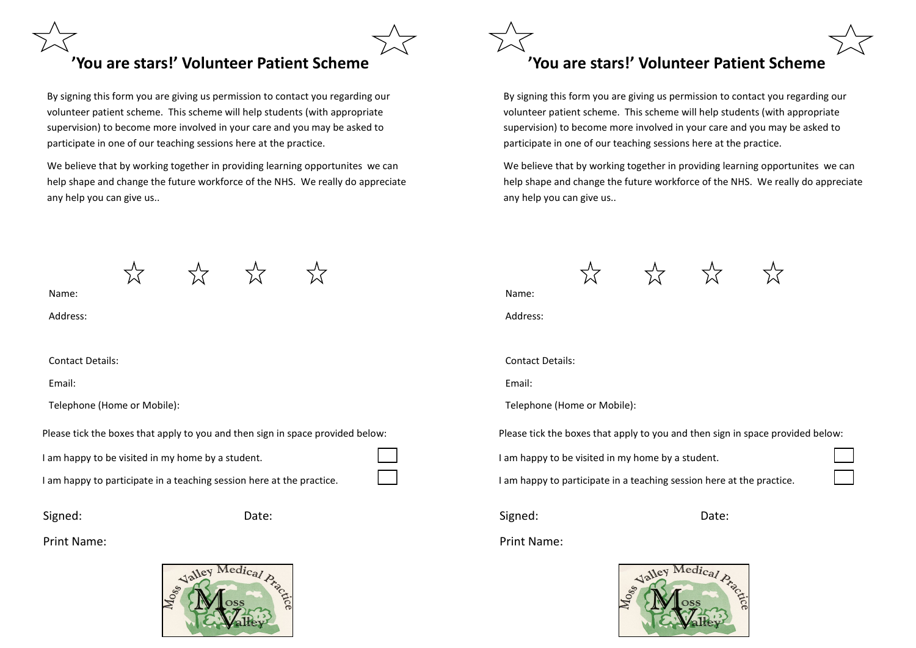# ’You are stars!’ Volunteer Patient Scheme

By signing this form you are giving us permission to contact you regarding our volunteer patient scheme. This scheme will help students (with appropriate supervision) to become more involved in your care and you may be asked to participate in one of our teaching sessions here at the practice.

We believe that by working together in providing learning opportunites we can help shape and change the future workforce of the NHS. We really do appreciate any help you can give us..

☆ ☆ ☆ ☆

Name:

Address:

Contact Details:

Email:

Telephone (Home or Mobile):

Please tick the boxes that apply to you and then sign in space provided below:

I am happy to be visited in my home by a student. ☐

I am happy to participate in a teaching session here at the practice. ☐

Signed: Date:

Print Name:

Moss Valley Medical Practice

# ’You are stars!’ Volunteer Patient Scheme

By signing this form you are giving us permission to contact you regarding our volunteer patient scheme. This scheme will help students (with appropriate supervision) to become more involved in your care and you may be asked to participate in one of our teaching sessions here at the practice.

We believe that by working together in providing learning opportunites we can help shape and change the future workforce of the NHS. We really do appreciate any help you can give us..

☆ ☆ ☆ ☆

Name:

Address:

Contact Details:

Email:

Telephone (Home or Mobile):

Please tick the boxes that apply to you and then sign in space provided below:

I am happy to be visited in my home by a student. ☐

I am happy to participate in a teaching session here at the practice. ☐

Signed: Date:

Print Name:

Moss Valley Medical Practice